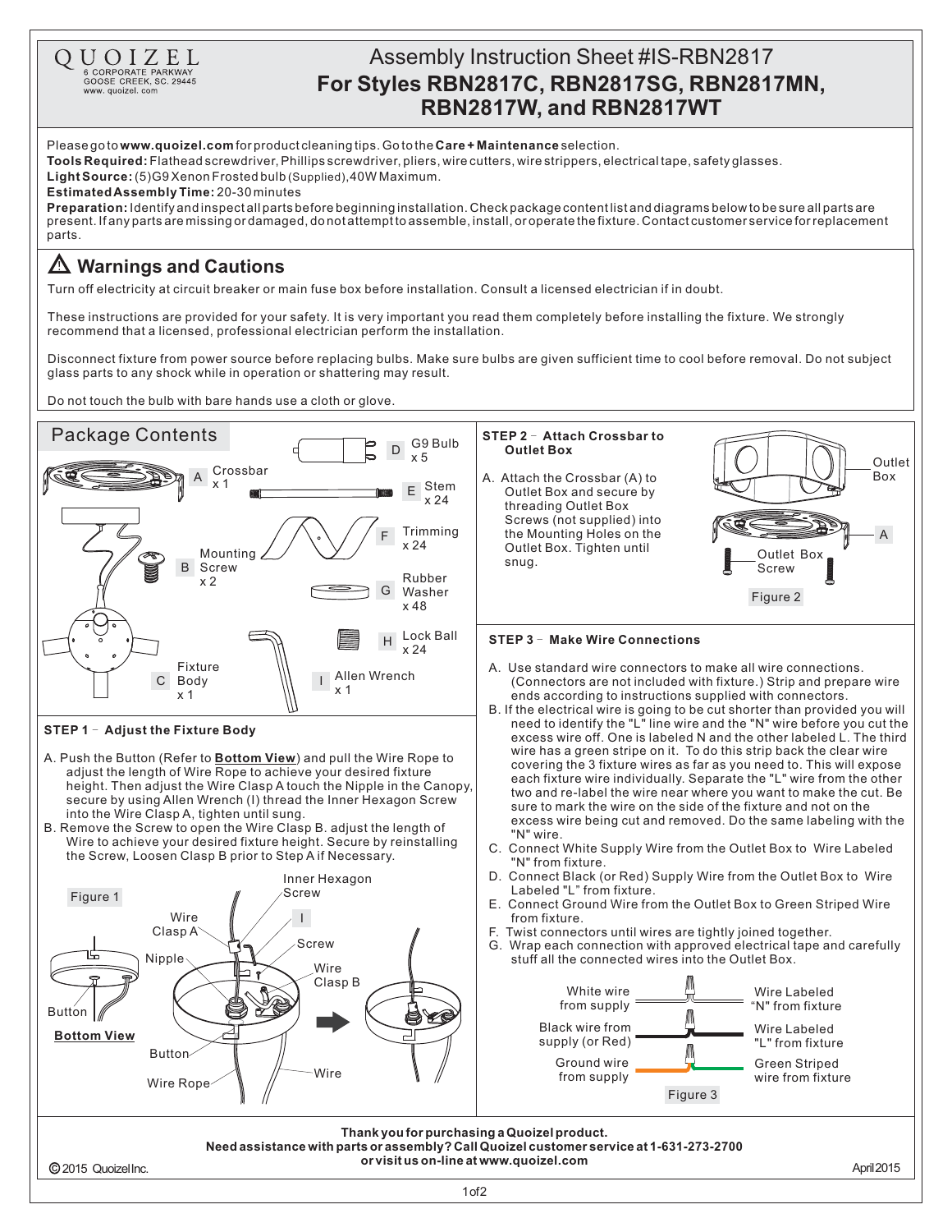QUOIZEL
6 CORPORATE PARKWAY
GOOSE CREEK, SC. 29445
www. quoizel. com

# Assembly Instruction Sheet #IS-RBN2817

## For Styles RBN2817C, RBN2817SG, RBN2817MN, RBN2817W, and RBN2817WT

Please go to **www.quoizel.com** for product cleaning tips. Go to the **Care + Maintenance** selection.

**Tools Required:** Flathead screwdriver, Phillips screwdriver, pliers, wire cutters, wire strippers, electrical tape, safety glasses.

**Light Source:** (5) G9 Xenon Frosted bulb (Supplied), 40W Maximum.

**Estimated Assembly Time:** 20-30 minutes

**Preparation:** Identify and inspect all parts before beginning installation. Check package content list and diagrams below to be sure all parts are present. If any parts are missing or damaged, do not attempt to assemble, install, or operate the fixture. Contact customer service for replacement parts.

## ⚠ Warnings and Cautions

Turn off electricity at circuit breaker or main fuse box before installation. Consult a licensed electrician if in doubt.

These instructions are provided for your safety. It is very important you read them completely before installing the fixture. We strongly recommend that a licensed, professional electrician perform the installation.

Disconnect fixture from power source before replacing bulbs. Make sure bulbs are given sufficient time to cool before removal. Do not subject glass parts to any shock while in operation or shattering may result.

Do not touch the bulb with bare hands use a cloth or glove.

## Package Contents

- A Crossbar x 1
- B Mounting Screw x 2
- C Fixture Body x 1
- D G9 Bulb x 5
- E Stem x 24
- F Trimming x 24
- G Rubber Washer x 48
- H Lock Ball x 24
- I Allen Wrench x 1

### STEP 1 – Adjust the Fixture Body

A. Push the Button (Refer to **Bottom View**) and pull the Wire Rope to adjust the length of Wire Rope to achieve your desired fixture height. Then adjust the Wire Clasp A touch the Nipple in the Canopy, secure by using Allen Wrench (I) thread the Inner Hexagon Screw into the Wire Clasp A, tighten until sung.

B. Remove the Screw to open the Wire Clasp B. adjust the length of Wire to achieve your desired fixture height. Secure by reinstalling the Screw, Loosen Clasp B prior to Step A if Necessary.

Figure 1 (labels: Button, Bottom View, Nipple, Wire Clasp A, Inner Hexagon Screw, I, Screw, Wire Clasp B, Button, Wire Rope, Wire)

### STEP 2 – Attach Crossbar to Outlet Box

A. Attach the Crossbar (A) to Outlet Box and secure by threading Outlet Box Screws (not supplied) into the Mounting Holes on the Outlet Box. Tighten until snug.

Figure 2 (labels: Outlet Box, A, Outlet Box Screw)

### STEP 3 – Make Wire Connections

A. Use standard wire connectors to make all wire connections. (Connectors are not included with fixture.) Strip and prepare wire ends according to instructions supplied with connectors.

B. If the electrical wire is going to be cut shorter than provided you will need to identify the "L" line wire and the "N" wire before you cut the excess wire off. One is labeled N and the other labeled L. The third wire has a green stripe on it. To do this strip back the clear wire covering the 3 fixture wires as far as you need to. This will expose each fixture wire individually. Separate the "L" wire from the other two and re-label the wire near where you want to make the cut. Be sure to mark the wire on the side of the fixture and not on the excess wire being cut and removed. Do the same labeling with the "N" wire.

C. Connect White Supply Wire from the Outlet Box to Wire Labeled "N" from fixture.

D. Connect Black (or Red) Supply Wire from the Outlet Box to Wire Labeled "L" from fixture.

E. Connect Ground Wire from the Outlet Box to Green Striped Wire from fixture.

F. Twist connectors until wires are tightly joined together.

G. Wrap each connection with approved electrical tape and carefully stuff all the connected wires into the Outlet Box.

| From supply | From fixture |
|---|---|
| White wire from supply | Wire Labeled "N" from fixture |
| Black wire from supply (or Red) | Wire Labeled "L" from fixture |
| Ground wire from supply | Green Striped wire from fixture |

Figure 3

**Thank you for purchasing a Quoizel product.**
**Need assistance with parts or assembly? Call Quoizel customer service at 1-631-273-2700 or visit us on-line at www.quoizel.com**

© 2015 Quoizel Inc. April 2015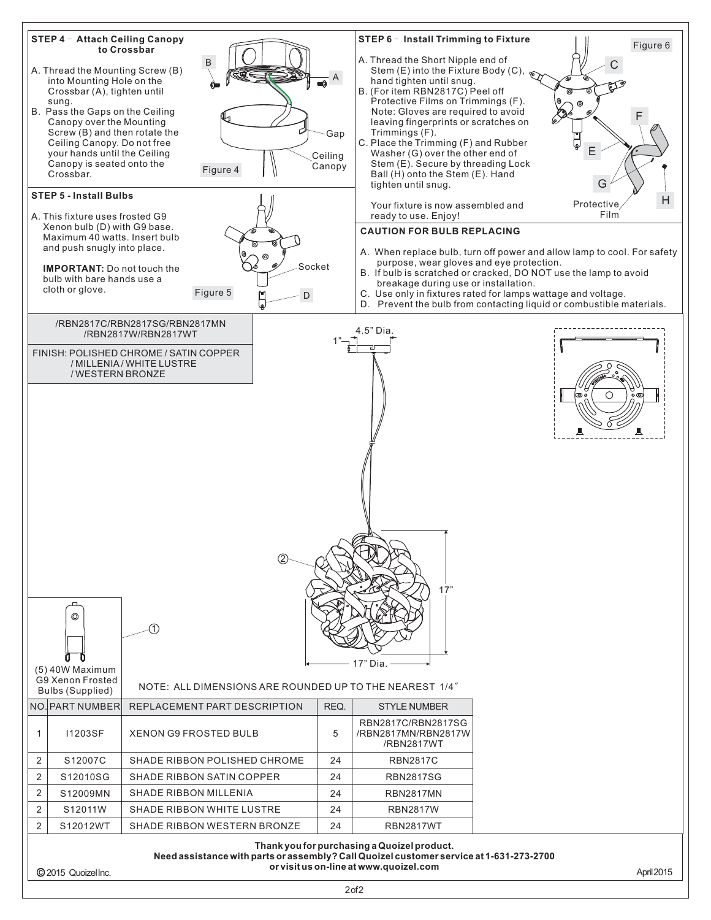### STEP 4 - Attach Ceiling Canopy to Crossbar

A. Thread the Mounting Screw (B) into Mounting Hole on the Crossbar (A), tighten until sung.
B. Pass the Gaps on the Ceiling Canopy over the Mounting Screw (B) and then rotate the Ceiling Canopy. Do not free your hands until the Ceiling Canopy is seated onto the Crossbar.

B
A
Gap
Ceiling Canopy
Figure 4

### STEP 5 - Install Bulbs

A. This fixture uses frosted G9 Xenon bulb (D) with G9 base. Maximum 40 watts. Insert bulb and push snugly into place.

**IMPORTANT:** Do not touch the bulb with bare hands use a cloth or glove.

Socket
Figure 5
D

### STEP 6 - Install Trimming to Fixture

A. Thread the Short Nipple end of Stem (E) into the Fixture Body (C), hand tighten until snug.
B. (For item RBN2817C) Peel off Protective Films on Trimmings (F). Note: Gloves are required to avoid leaving fingerprints or scratches on Trimmings (F).
C. Place the Trimming (F) and Rubber Washer (G) over the other end of Stem (E). Secure by threading Lock Ball (H) onto the Stem (E). Hand tighten until snug.

Your fixture is now assembled and ready to use. Enjoy!

Figure 6
C
F
E
G
H
Protective Film

### CAUTION FOR BULB REPLACING

A. When replace bulb, turn off power and allow lamp to cool. For safety purpose, wear gloves and eye protection.
B. If bulb is scratched or cracked, DO NOT use the lamp to avoid breakage during use or installation.
C. Use only in fixtures rated for lamps wattage and voltage.
D. Prevent the bulb from contacting liquid or combustible materials.

/RBN2817C/RBN2817SG/RBN2817MN /RBN2817W/RBN2817WT

FINISH: POLISHED CHROME / SATIN COPPER / MILLENIA / WHITE LUSTRE / WESTERN BRONZE

4.5" Dia.
1"
17"
17" Dia.
②
①

(5) 40W Maximum G9 Xenon Frosted Bulbs (Supplied)

NOTE: ALL DIMENSIONS ARE ROUNDED UP TO THE NEAREST 1/4"

| NO. | PART NUMBER | REPLACEMENT PART DESCRIPTION | REQ. | STYLE NUMBER |
|---|---|---|---|---|
| 1 | I1203SF | XENON G9 FROSTED BULB | 5 | RBN2817C/RBN2817SG /RBN2817MN/RBN2817W /RBN2817WT |
| 2 | S12007C | SHADE RIBBON POLISHED CHROME | 24 | RBN2817C |
| 2 | S12010SG | SHADE RIBBON SATIN COPPER | 24 | RBN2817SG |
| 2 | S12009MN | SHADE RIBBON MILLENIA | 24 | RBN2817MN |
| 2 | S12011W | SHADE RIBBON WHITE LUSTRE | 24 | RBN2817W |
| 2 | S12012WT | SHADE RIBBON WESTERN BRONZE | 24 | RBN2817WT |

**Thank you for purchasing a Quoizel product.**
**Need assistance with parts or assembly? Call Quoizel customer service at 1-631-273-2700 or visit us on-line at www.quoizel.com**

© 2015 Quoizel Inc.

April 2015